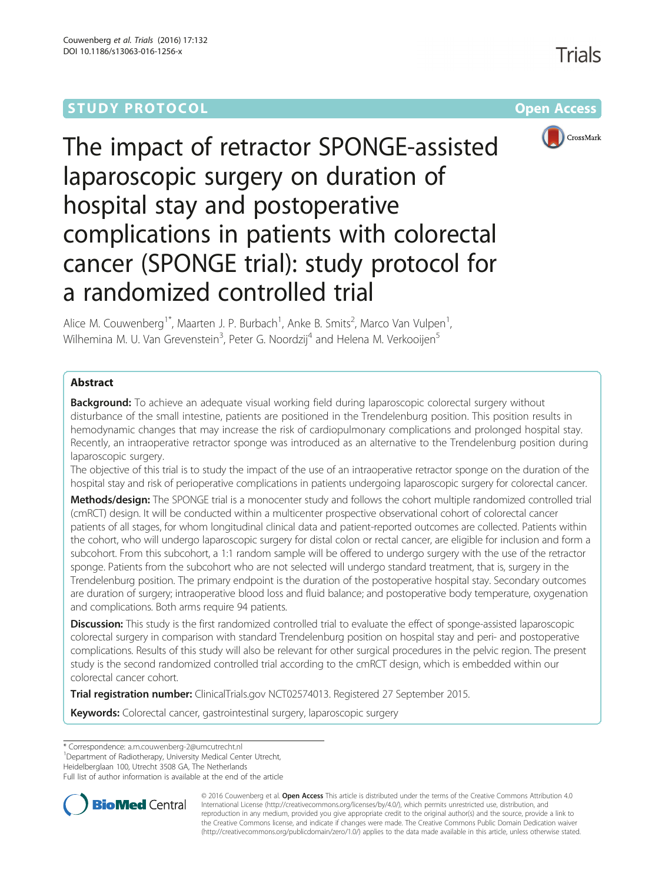STUDY PROTOCOL Open Access

# The impact of retractor SPONGE-assisted laparoscopic surgery on duration of hospital stay and postoperative complications in patients with colorectal cancer (SPONGE trial): study protocol for a randomized controlled trial

Alice M. Couwenberg[1*], Maarten J. P. Burbach[1], Anke B. Smits[2], Marco Van Vulpen[1], Wilhemina M. U. Van Grevenstein[3], Peter G. Noordzij[4] and Helena M. Verkooijen[5]

## Abstract

**Background:** To achieve an adequate visual working field during laparoscopic colorectal surgery without disturbance of the small intestine, patients are positioned in the Trendelenburg position. This position results in hemodynamic changes that may increase the risk of cardiopulmonary complications and prolonged hospital stay. Recently, an intraoperative retractor sponge was introduced as an alternative to the Trendelenburg position during laparoscopic surgery.

The objective of this trial is to study the impact of the use of an intraoperative retractor sponge on the duration of the hospital stay and risk of perioperative complications in patients undergoing laparoscopic surgery for colorectal cancer.

**Methods/design:** The SPONGE trial is a monocenter study and follows the cohort multiple randomized controlled trial (cmRCT) design. It will be conducted within a multicenter prospective observational cohort of colorectal cancer patients of all stages, for whom longitudinal clinical data and patient-reported outcomes are collected. Patients within the cohort, who will undergo laparoscopic surgery for distal colon or rectal cancer, are eligible for inclusion and form a subcohort. From this subcohort, a 1:1 random sample will be offered to undergo surgery with the use of the retractor sponge. Patients from the subcohort who are not selected will undergo standard treatment, that is, surgery in the Trendelenburg position. The primary endpoint is the duration of the postoperative hospital stay. Secondary outcomes are duration of surgery; intraoperative blood loss and fluid balance; and postoperative body temperature, oxygenation and complications. Both arms require 94 patients.

**Discussion:** This study is the first randomized controlled trial to evaluate the effect of sponge-assisted laparoscopic colorectal surgery in comparison with standard Trendelenburg position on hospital stay and peri- and postoperative complications. Results of this study will also be relevant for other surgical procedures in the pelvic region. The present study is the second randomized controlled trial according to the cmRCT design, which is embedded within our colorectal cancer cohort.

**Trial registration number:** ClinicalTrials.gov NCT02574013. Registered 27 September 2015.

**Keywords:** Colorectal cancer, gastrointestinal surgery, laparoscopic surgery

---

\* Correspondence: a.m.couwenberg-2@umcutrecht.nl
[1]Department of Radiotherapy, University Medical Center Utrecht, Heidelberglaan 100, Utrecht 3508 GA, The Netherlands
Full list of author information is available at the end of the article

© 2016 Couwenberg et al. **Open Access** This article is distributed under the terms of the Creative Commons Attribution 4.0 International License (http://creativecommons.org/licenses/by/4.0/), which permits unrestricted use, distribution, and reproduction in any medium, provided you give appropriate credit to the original author(s) and the source, provide a link to the Creative Commons license, and indicate if changes were made. The Creative Commons Public Domain Dedication waiver (http://creativecommons.org/publicdomain/zero/1.0/) applies to the data made available in this article, unless otherwise stated.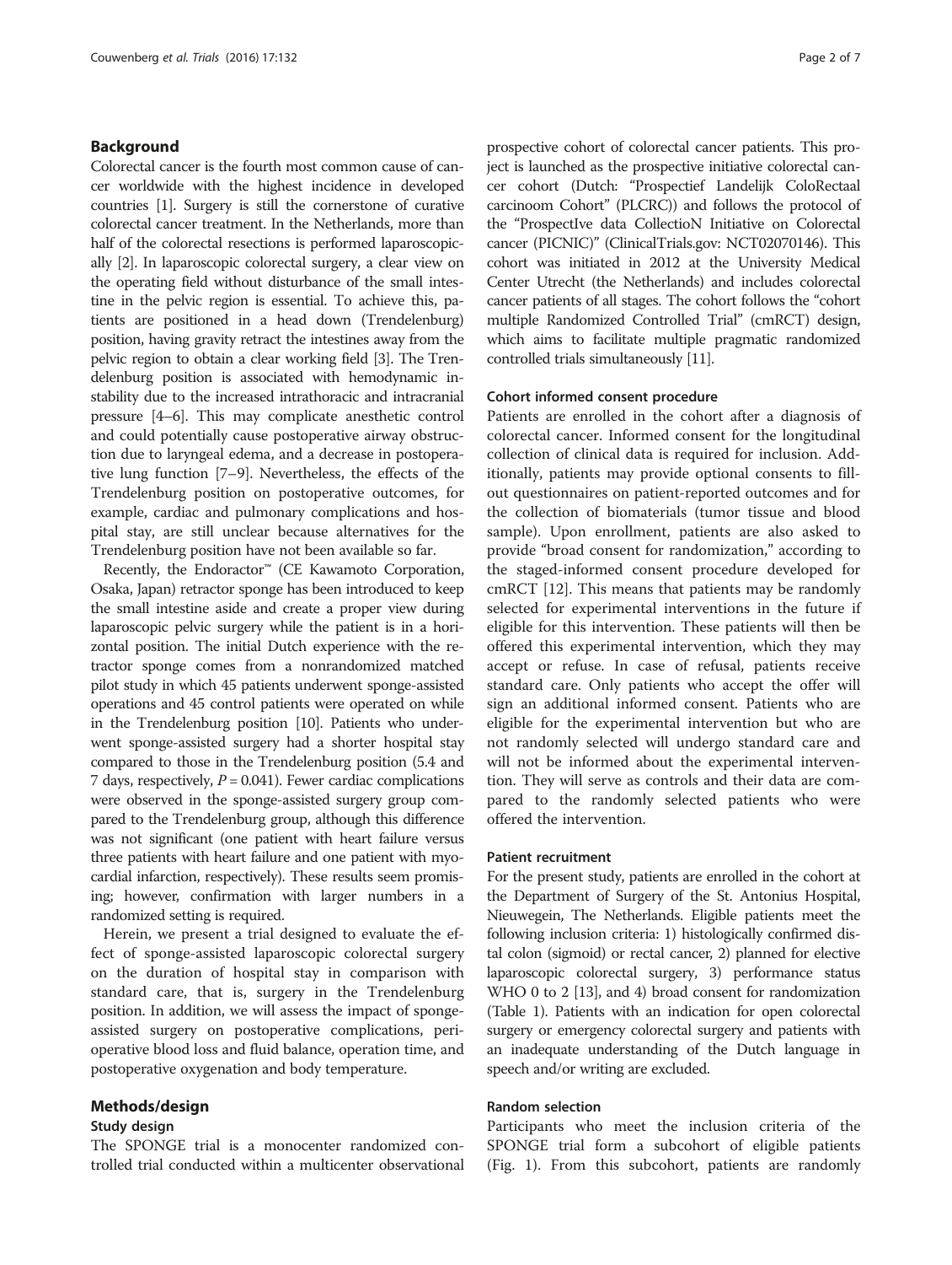## Background

Colorectal cancer is the fourth most common cause of cancer worldwide with the highest incidence in developed countries [1]. Surgery is still the cornerstone of curative colorectal cancer treatment. In the Netherlands, more than half of the colorectal resections is performed laparoscopically [2]. In laparoscopic colorectal surgery, a clear view on the operating field without disturbance of the small intestine in the pelvic region is essential. To achieve this, patients are positioned in a head down (Trendelenburg) position, having gravity retract the intestines away from the pelvic region to obtain a clear working field [3]. The Trendelenburg position is associated with hemodynamic instability due to the increased intrathoracic and intracranial pressure [4–6]. This may complicate anesthetic control and could potentially cause postoperative airway obstruction due to laryngeal edema, and a decrease in postoperative lung function [7–9]. Nevertheless, the effects of the Trendelenburg position on postoperative outcomes, for example, cardiac and pulmonary complications and hospital stay, are still unclear because alternatives for the Trendelenburg position have not been available so far.

Recently, the Endoractor™ (CE Kawamoto Corporation, Osaka, Japan) retractor sponge has been introduced to keep the small intestine aside and create a proper view during laparoscopic pelvic surgery while the patient is in a horizontal position. The initial Dutch experience with the retractor sponge comes from a nonrandomized matched pilot study in which 45 patients underwent sponge-assisted operations and 45 control patients were operated on while in the Trendelenburg position [10]. Patients who underwent sponge-assisted surgery had a shorter hospital stay compared to those in the Trendelenburg position (5.4 and 7 days, respectively, $P = 0.041$). Fewer cardiac complications were observed in the sponge-assisted surgery group compared to the Trendelenburg group, although this difference was not significant (one patient with heart failure versus three patients with heart failure and one patient with myocardial infarction, respectively). These results seem promising; however, confirmation with larger numbers in a randomized setting is required.

Herein, we present a trial designed to evaluate the effect of sponge-assisted laparoscopic colorectal surgery on the duration of hospital stay in comparison with standard care, that is, surgery in the Trendelenburg position. In addition, we will assess the impact of sponge-assisted surgery on postoperative complications, perioperative blood loss and fluid balance, operation time, and postoperative oxygenation and body temperature.

## Methods/design

### Study design

The SPONGE trial is a monocenter randomized controlled trial conducted within a multicenter observational prospective cohort of colorectal cancer patients. This project is launched as the prospective initiative colorectal cancer cohort (Dutch: "Prospectief Landelijk ColoRectaal carcinoom Cohort" (PLCRC)) and follows the protocol of the "ProspectIve data CollectioN Initiative on Colorectal cancer (PICNIC)" (ClinicalTrials.gov: NCT02070146). This cohort was initiated in 2012 at the University Medical Center Utrecht (the Netherlands) and includes colorectal cancer patients of all stages. The cohort follows the "cohort multiple Randomized Controlled Trial" (cmRCT) design, which aims to facilitate multiple pragmatic randomized controlled trials simultaneously [11].

### Cohort informed consent procedure

Patients are enrolled in the cohort after a diagnosis of colorectal cancer. Informed consent for the longitudinal collection of clinical data is required for inclusion. Additionally, patients may provide optional consents to fill-out questionnaires on patient-reported outcomes and for the collection of biomaterials (tumor tissue and blood sample). Upon enrollment, patients are also asked to provide "broad consent for randomization," according to the staged-informed consent procedure developed for cmRCT [12]. This means that patients may be randomly selected for experimental interventions in the future if eligible for this intervention. These patients will then be offered this experimental intervention, which they may accept or refuse. In case of refusal, patients receive standard care. Only patients who accept the offer will sign an additional informed consent. Patients who are eligible for the experimental intervention but who are not randomly selected will undergo standard care and will not be informed about the experimental intervention. They will serve as controls and their data are compared to the randomly selected patients who were offered the intervention.

### Patient recruitment

For the present study, patients are enrolled in the cohort at the Department of Surgery of the St. Antonius Hospital, Nieuwegein, The Netherlands. Eligible patients meet the following inclusion criteria: 1) histologically confirmed distal colon (sigmoid) or rectal cancer, 2) planned for elective laparoscopic colorectal surgery, 3) performance status WHO 0 to 2 [13], and 4) broad consent for randomization (Table 1). Patients with an indication for open colorectal surgery or emergency colorectal surgery and patients with an inadequate understanding of the Dutch language in speech and/or writing are excluded.

### Random selection

Participants who meet the inclusion criteria of the SPONGE trial form a subcohort of eligible patients (Fig. 1). From this subcohort, patients are randomly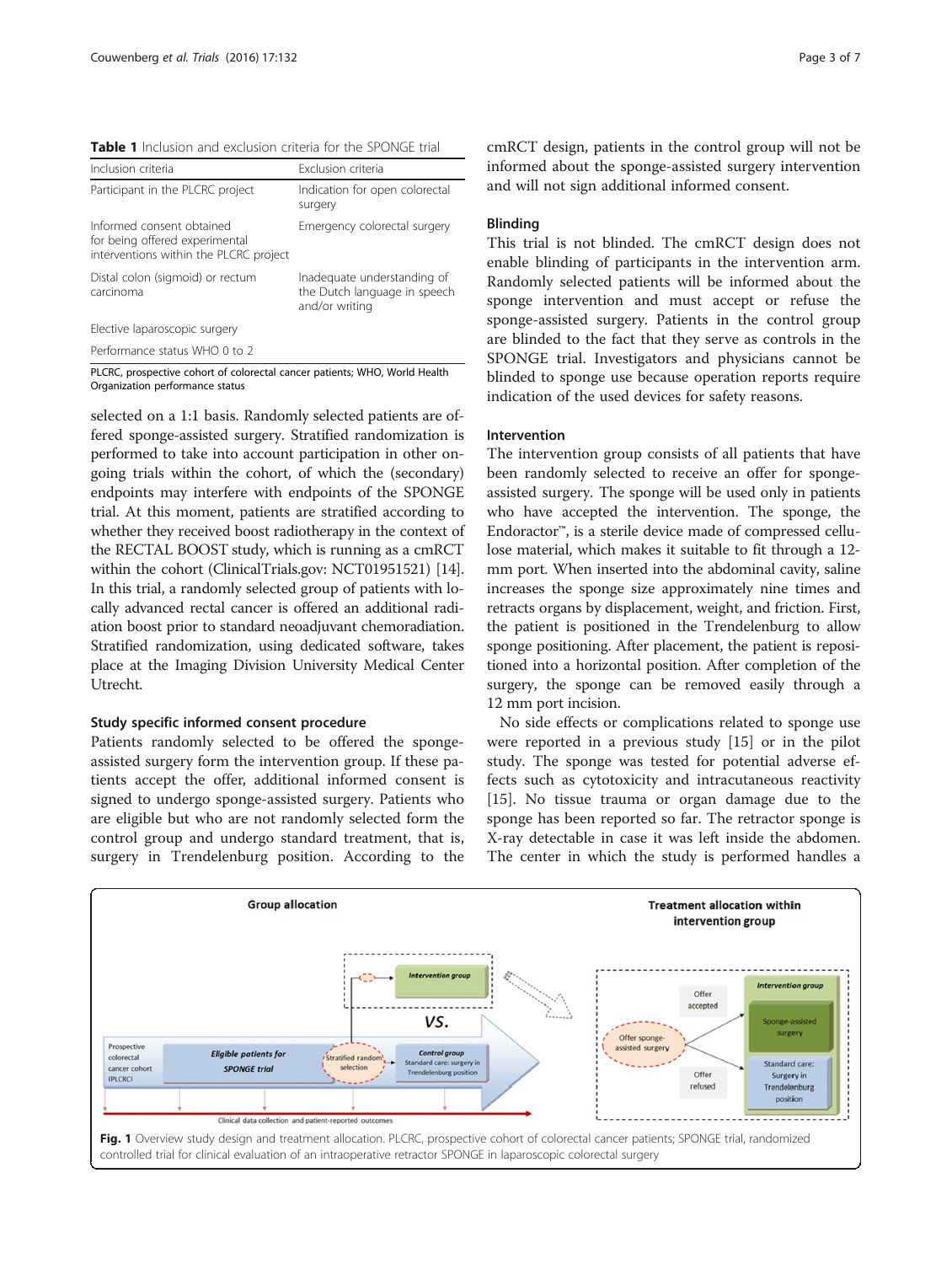**Table 1** Inclusion and exclusion criteria for the SPONGE trial

| Inclusion criteria | Exclusion criteria |
| --- | --- |
| Participant in the PLCRC project | Indication for open colorectal surgery |
| Informed consent obtained for being offered experimental interventions within the PLCRC project | Emergency colorectal surgery |
| Distal colon (sigmoid) or rectum carcinoma | Inadequate understanding of the Dutch language in speech and/or writing |
| Elective laparoscopic surgery | |
| Performance status WHO 0 to 2 | |

PLCRC, prospective cohort of colorectal cancer patients; WHO, World Health Organization performance status

selected on a 1:1 basis. Randomly selected patients are offered sponge-assisted surgery. Stratified randomization is performed to take into account participation in other ongoing trials within the cohort, of which the (secondary) endpoints may interfere with endpoints of the SPONGE trial. At this moment, patients are stratified according to whether they received boost radiotherapy in the context of the RECTAL BOOST study, which is running as a cmRCT within the cohort (ClinicalTrials.gov: NCT01951521) [14]. In this trial, a randomly selected group of patients with locally advanced rectal cancer is offered an additional radiation boost prior to standard neoadjuvant chemoradiation. Stratified randomization, using dedicated software, takes place at the Imaging Division University Medical Center Utrecht.

### Study specific informed consent procedure

Patients randomly selected to be offered the sponge-assisted surgery form the intervention group. If these patients accept the offer, additional informed consent is signed to undergo sponge-assisted surgery. Patients who are eligible but who are not randomly selected form the control group and undergo standard treatment, that is, surgery in Trendelenburg position. According to the cmRCT design, patients in the control group will not be informed about the sponge-assisted surgery intervention and will not sign additional informed consent.

### Blinding

This trial is not blinded. The cmRCT design does not enable blinding of participants in the intervention arm. Randomly selected patients will be informed about the sponge intervention and must accept or refuse the sponge-assisted surgery. Patients in the control group are blinded to the fact that they serve as controls in the SPONGE trial. Investigators and physicians cannot be blinded to sponge use because operation reports require indication of the used devices for safety reasons.

### Intervention

The intervention group consists of all patients that have been randomly selected to receive an offer for sponge-assisted surgery. The sponge will be used only in patients who have accepted the intervention. The sponge, the Endoractor™, is a sterile device made of compressed cellulose material, which makes it suitable to fit through a 12-mm port. When inserted into the abdominal cavity, saline increases the sponge size approximately nine times and retracts organs by displacement, weight, and friction. First, the patient is positioned in the Trendelenburg to allow sponge positioning. After placement, the patient is repositioned into a horizontal position. After completion of the surgery, the sponge can be removed easily through a 12 mm port incision.

No side effects or complications related to sponge use were reported in a previous study [15] or in the pilot study. The sponge was tested for potential adverse effects such as cytotoxicity and intracutaneous reactivity [15]. No tissue trauma or organ damage due to the sponge has been reported so far. The retractor sponge is X-ray detectable in case it was left inside the abdomen. The center in which the study is performed handles a

**Fig. 1** Overview study design and treatment allocation. PLCRC, prospective cohort of colorectal cancer patients; SPONGE trial, randomized controlled trial for clinical evaluation of an intraoperative retractor SPONGE in laparoscopic colorectal surgery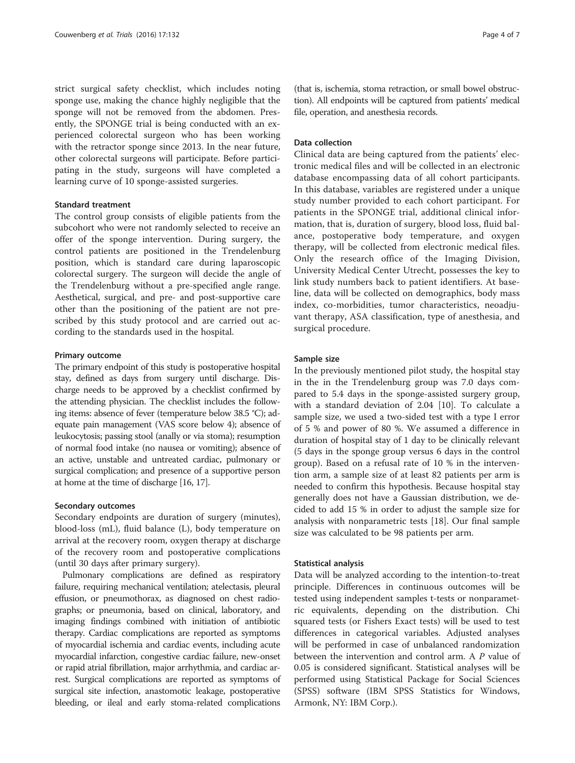strict surgical safety checklist, which includes noting sponge use, making the chance highly negligible that the sponge will not be removed from the abdomen. Presently, the SPONGE trial is being conducted with an experienced colorectal surgeon who has been working with the retractor sponge since 2013. In the near future, other colorectal surgeons will participate. Before participating in the study, surgeons will have completed a learning curve of 10 sponge-assisted surgeries.

#### Standard treatment

The control group consists of eligible patients from the subcohort who were not randomly selected to receive an offer of the sponge intervention. During surgery, the control patients are positioned in the Trendelenburg position, which is standard care during laparoscopic colorectal surgery. The surgeon will decide the angle of the Trendelenburg without a pre-specified angle range. Aesthetical, surgical, and pre- and post-supportive care other than the positioning of the patient are not prescribed by this study protocol and are carried out according to the standards used in the hospital.

#### Primary outcome

The primary endpoint of this study is postoperative hospital stay, defined as days from surgery until discharge. Discharge needs to be approved by a checklist confirmed by the attending physician. The checklist includes the following items: absence of fever (temperature below 38.5 °C); adequate pain management (VAS score below 4); absence of leukocytosis; passing stool (anally or via stoma); resumption of normal food intake (no nausea or vomiting); absence of an active, unstable and untreated cardiac, pulmonary or surgical complication; and presence of a supportive person at home at the time of discharge [16, 17].

#### Secondary outcomes

Secondary endpoints are duration of surgery (minutes), blood-loss (mL), fluid balance (L), body temperature on arrival at the recovery room, oxygen therapy at discharge of the recovery room and postoperative complications (until 30 days after primary surgery).

Pulmonary complications are defined as respiratory failure, requiring mechanical ventilation; atelectasis, pleural effusion, or pneumothorax, as diagnosed on chest radiographs; or pneumonia, based on clinical, laboratory, and imaging findings combined with initiation of antibiotic therapy. Cardiac complications are reported as symptoms of myocardial ischemia and cardiac events, including acute myocardial infarction, congestive cardiac failure, new-onset or rapid atrial fibrillation, major arrhythmia, and cardiac arrest. Surgical complications are reported as symptoms of surgical site infection, anastomotic leakage, postoperative bleeding, or ileal and early stoma-related complications (that is, ischemia, stoma retraction, or small bowel obstruction). All endpoints will be captured from patients' medical file, operation, and anesthesia records.

#### Data collection

Clinical data are being captured from the patients' electronic medical files and will be collected in an electronic database encompassing data of all cohort participants. In this database, variables are registered under a unique study number provided to each cohort participant. For patients in the SPONGE trial, additional clinical information, that is, duration of surgery, blood loss, fluid balance, postoperative body temperature, and oxygen therapy, will be collected from electronic medical files. Only the research office of the Imaging Division, University Medical Center Utrecht, possesses the key to link study numbers back to patient identifiers. At baseline, data will be collected on demographics, body mass index, co-morbidities, tumor characteristics, neoadjuvant therapy, ASA classification, type of anesthesia, and surgical procedure.

#### Sample size

In the previously mentioned pilot study, the hospital stay in the in the Trendelenburg group was 7.0 days compared to 5.4 days in the sponge-assisted surgery group, with a standard deviation of 2.04 [10]. To calculate a sample size, we used a two-sided test with a type I error of 5 % and power of 80 %. We assumed a difference in duration of hospital stay of 1 day to be clinically relevant (5 days in the sponge group versus 6 days in the control group). Based on a refusal rate of 10 % in the intervention arm, a sample size of at least 82 patients per arm is needed to confirm this hypothesis. Because hospital stay generally does not have a Gaussian distribution, we decided to add 15 % in order to adjust the sample size for analysis with nonparametric tests [18]. Our final sample size was calculated to be 98 patients per arm.

#### Statistical analysis

Data will be analyzed according to the intention-to-treat principle. Differences in continuous outcomes will be tested using independent samples t-tests or nonparametric equivalents, depending on the distribution. Chi squared tests (or Fishers Exact tests) will be used to test differences in categorical variables. Adjusted analyses will be performed in case of unbalanced randomization between the intervention and control arm. A *P* value of 0.05 is considered significant. Statistical analyses will be performed using Statistical Package for Social Sciences (SPSS) software (IBM SPSS Statistics for Windows, Armonk, NY: IBM Corp.).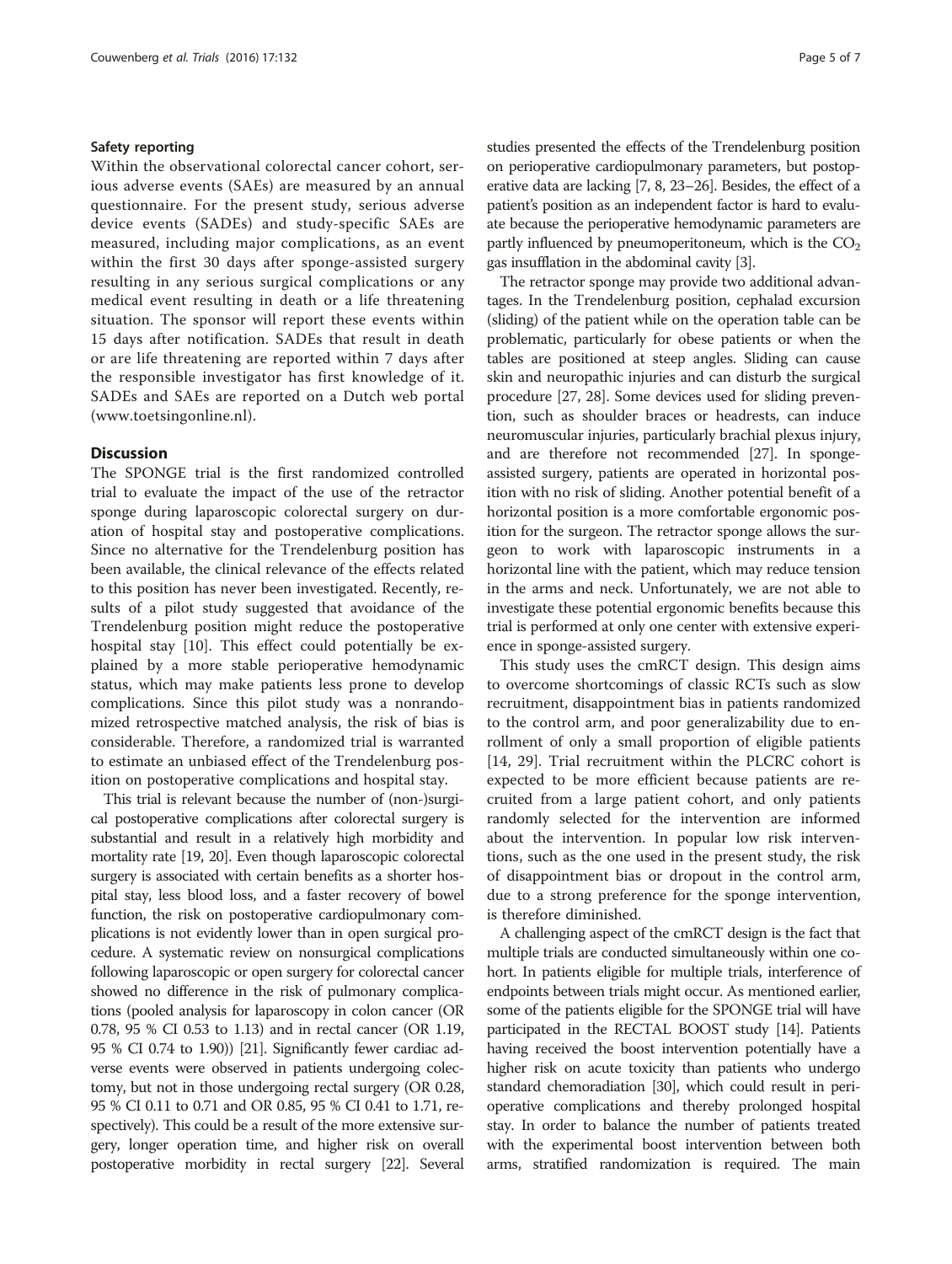### Safety reporting

Within the observational colorectal cancer cohort, serious adverse events (SAEs) are measured by an annual questionnaire. For the present study, serious adverse device events (SADEs) and study-specific SAEs are measured, including major complications, as an event within the first 30 days after sponge-assisted surgery resulting in any serious surgical complications or any medical event resulting in death or a life threatening situation. The sponsor will report these events within 15 days after notification. SADEs that result in death or are life threatening are reported within 7 days after the responsible investigator has first knowledge of it. SADEs and SAEs are reported on a Dutch web portal (www.toetsingonline.nl).

## Discussion

The SPONGE trial is the first randomized controlled trial to evaluate the impact of the use of the retractor sponge during laparoscopic colorectal surgery on duration of hospital stay and postoperative complications. Since no alternative for the Trendelenburg position has been available, the clinical relevance of the effects related to this position has never been investigated. Recently, results of a pilot study suggested that avoidance of the Trendelenburg position might reduce the postoperative hospital stay [10]. This effect could potentially be explained by a more stable perioperative hemodynamic status, which may make patients less prone to develop complications. Since this pilot study was a nonrandomized retrospective matched analysis, the risk of bias is considerable. Therefore, a randomized trial is warranted to estimate an unbiased effect of the Trendelenburg position on postoperative complications and hospital stay.

This trial is relevant because the number of (non-)surgical postoperative complications after colorectal surgery is substantial and result in a relatively high morbidity and mortality rate [19, 20]. Even though laparoscopic colorectal surgery is associated with certain benefits as a shorter hospital stay, less blood loss, and a faster recovery of bowel function, the risk on postoperative cardiopulmonary complications is not evidently lower than in open surgical procedure. A systematic review on nonsurgical complications following laparoscopic or open surgery for colorectal cancer showed no difference in the risk of pulmonary complications (pooled analysis for laparoscopy in colon cancer (OR 0.78, 95 % CI 0.53 to 1.13) and in rectal cancer (OR 1.19, 95 % CI 0.74 to 1.90)) [21]. Significantly fewer cardiac adverse events were observed in patients undergoing colectomy, but not in those undergoing rectal surgery (OR 0.28, 95 % CI 0.11 to 0.71 and OR 0.85, 95 % CI 0.41 to 1.71, respectively). This could be a result of the more extensive surgery, longer operation time, and higher risk on overall postoperative morbidity in rectal surgery [22]. Several studies presented the effects of the Trendelenburg position on perioperative cardiopulmonary parameters, but postoperative data are lacking [7, 8, 23–26]. Besides, the effect of a patient's position as an independent factor is hard to evaluate because the perioperative hemodynamic parameters are partly influenced by pneumoperitoneum, which is the $CO_2$ gas insufflation in the abdominal cavity [3].

The retractor sponge may provide two additional advantages. In the Trendelenburg position, cephalad excursion (sliding) of the patient while on the operation table can be problematic, particularly for obese patients or when the tables are positioned at steep angles. Sliding can cause skin and neuropathic injuries and can disturb the surgical procedure [27, 28]. Some devices used for sliding prevention, such as shoulder braces or headrests, can induce neuromuscular injuries, particularly brachial plexus injury, and are therefore not recommended [27]. In sponge-assisted surgery, patients are operated in horizontal position with no risk of sliding. Another potential benefit of a horizontal position is a more comfortable ergonomic position for the surgeon. The retractor sponge allows the surgeon to work with laparoscopic instruments in a horizontal line with the patient, which may reduce tension in the arms and neck. Unfortunately, we are not able to investigate these potential ergonomic benefits because this trial is performed at only one center with extensive experience in sponge-assisted surgery.

This study uses the cmRCT design. This design aims to overcome shortcomings of classic RCTs such as slow recruitment, disappointment bias in patients randomized to the control arm, and poor generalizability due to enrollment of only a small proportion of eligible patients [14, 29]. Trial recruitment within the PLCRC cohort is expected to be more efficient because patients are recruited from a large patient cohort, and only patients randomly selected for the intervention are informed about the intervention. In popular low risk interventions, such as the one used in the present study, the risk of disappointment bias or dropout in the control arm, due to a strong preference for the sponge intervention, is therefore diminished.

A challenging aspect of the cmRCT design is the fact that multiple trials are conducted simultaneously within one cohort. In patients eligible for multiple trials, interference of endpoints between trials might occur. As mentioned earlier, some of the patients eligible for the SPONGE trial will have participated in the RECTAL BOOST study [14]. Patients having received the boost intervention potentially have a higher risk on acute toxicity than patients who undergo standard chemoradiation [30], which could result in perioperative complications and thereby prolonged hospital stay. In order to balance the number of patients treated with the experimental boost intervention between both arms, stratified randomization is required. The main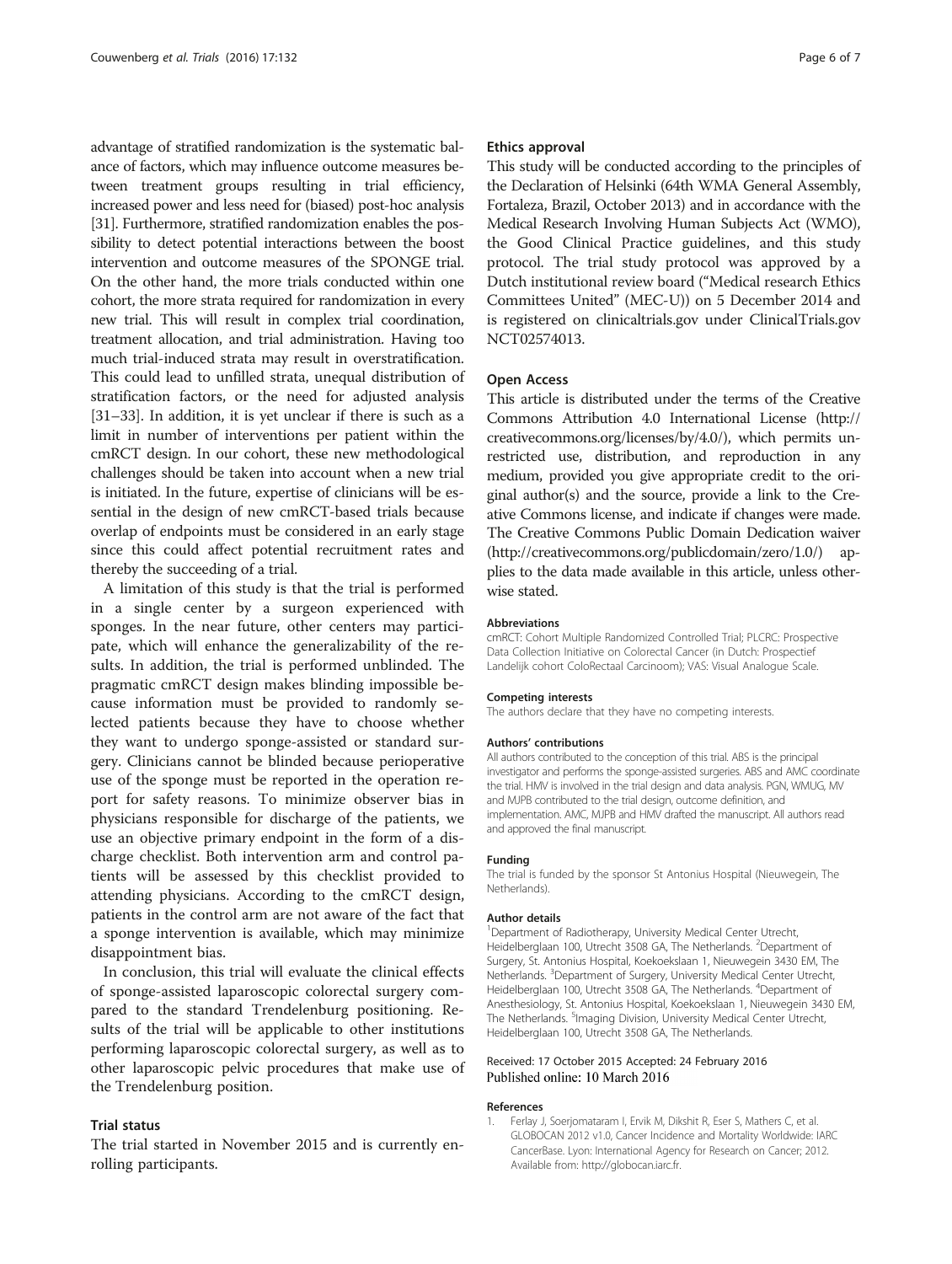advantage of stratified randomization is the systematic balance of factors, which may influence outcome measures between treatment groups resulting in trial efficiency, increased power and less need for (biased) post-hoc analysis [31]. Furthermore, stratified randomization enables the possibility to detect potential interactions between the boost intervention and outcome measures of the SPONGE trial. On the other hand, the more trials conducted within one cohort, the more strata required for randomization in every new trial. This will result in complex trial coordination, treatment allocation, and trial administration. Having too much trial-induced strata may result in overstratification. This could lead to unfilled strata, unequal distribution of stratification factors, or the need for adjusted analysis [31–33]. In addition, it is yet unclear if there is such as a limit in number of interventions per patient within the cmRCT design. In our cohort, these new methodological challenges should be taken into account when a new trial is initiated. In the future, expertise of clinicians will be essential in the design of new cmRCT-based trials because overlap of endpoints must be considered in an early stage since this could affect potential recruitment rates and thereby the succeeding of a trial.

A limitation of this study is that the trial is performed in a single center by a surgeon experienced with sponges. In the near future, other centers may participate, which will enhance the generalizability of the results. In addition, the trial is performed unblinded. The pragmatic cmRCT design makes blinding impossible because information must be provided to randomly selected patients because they have to choose whether they want to undergo sponge-assisted or standard surgery. Clinicians cannot be blinded because perioperative use of the sponge must be reported in the operation report for safety reasons. To minimize observer bias in physicians responsible for discharge of the patients, we use an objective primary endpoint in the form of a discharge checklist. Both intervention arm and control patients will be assessed by this checklist provided to attending physicians. According to the cmRCT design, patients in the control arm are not aware of the fact that a sponge intervention is available, which may minimize disappointment bias.

In conclusion, this trial will evaluate the clinical effects of sponge-assisted laparoscopic colorectal surgery compared to the standard Trendelenburg positioning. Results of the trial will be applicable to other institutions performing laparoscopic colorectal surgery, as well as to other laparoscopic pelvic procedures that make use of the Trendelenburg position.

## Trial status

The trial started in November 2015 and is currently enrolling participants.

## Ethics approval

This study will be conducted according to the principles of the Declaration of Helsinki (64th WMA General Assembly, Fortaleza, Brazil, October 2013) and in accordance with the Medical Research Involving Human Subjects Act (WMO), the Good Clinical Practice guidelines, and this study protocol. The trial study protocol was approved by a Dutch institutional review board ("Medical research Ethics Committees United" (MEC-U)) on 5 December 2014 and is registered on clinicaltrials.gov under ClinicalTrials.gov NCT02574013.

## Open Access

This article is distributed under the terms of the Creative Commons Attribution 4.0 International License (http://creativecommons.org/licenses/by/4.0/), which permits unrestricted use, distribution, and reproduction in any medium, provided you give appropriate credit to the original author(s) and the source, provide a link to the Creative Commons license, and indicate if changes were made. The Creative Commons Public Domain Dedication waiver (http://creativecommons.org/publicdomain/zero/1.0/) applies to the data made available in this article, unless otherwise stated.

#### Abbreviations

cmRCT: Cohort Multiple Randomized Controlled Trial; PLCRC: Prospective Data Collection Initiative on Colorectal Cancer (in Dutch: Prospectief Landelijk cohort ColoRectaal Carcinoom); VAS: Visual Analogue Scale.

#### Competing interests

The authors declare that they have no competing interests.

#### Authors' contributions

All authors contributed to the conception of this trial. ABS is the principal investigator and performs the sponge-assisted surgeries. ABS and AMC coordinate the trial. HMV is involved in the trial design and data analysis. PGN, WMUG, MV and MJPB contributed to the trial design, outcome definition, and implementation. AMC, MJPB and HMV drafted the manuscript. All authors read and approved the final manuscript.

#### Funding

The trial is funded by the sponsor St Antonius Hospital (Nieuwegein, The Netherlands).

#### Author details

[1]Department of Radiotherapy, University Medical Center Utrecht, Heidelberglaan 100, Utrecht 3508 GA, The Netherlands. [2]Department of Surgery, St. Antonius Hospital, Koekoekslaan 1, Nieuwegein 3430 EM, The Netherlands. [3]Department of Surgery, University Medical Center Utrecht, Heidelberglaan 100, Utrecht 3508 GA, The Netherlands. [4]Department of Anesthesiology, St. Antonius Hospital, Koekoekslaan 1, Nieuwegein 3430 EM, The Netherlands. [5]Imaging Division, University Medical Center Utrecht, Heidelberglaan 100, Utrecht 3508 GA, The Netherlands.

Received: 17 October 2015 Accepted: 24 February 2016
Published online: 10 March 2016

#### References

1. Ferlay J, Soerjomataram I, Ervik M, Dikshit R, Eser S, Mathers C, et al. GLOBOCAN 2012 v1.0, Cancer Incidence and Mortality Worldwide: IARC CancerBase. Lyon: International Agency for Research on Cancer; 2012. Available from: http://globocan.iarc.fr.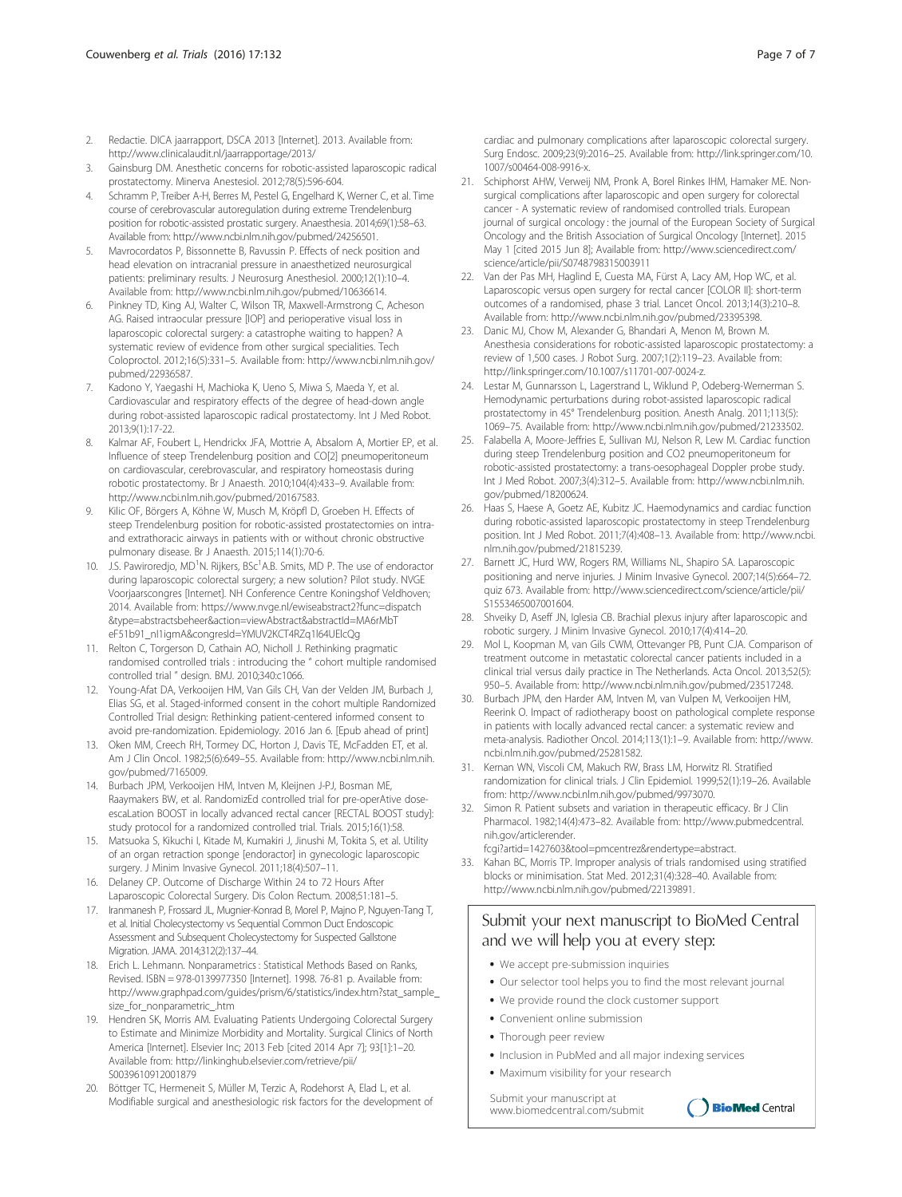2. Redactie. DICA jaarrapport, DSCA 2013 [Internet]. 2013. Available from: http://www.clinicalaudit.nl/jaarrapportage/2013/
3. Gainsburg DM. Anesthetic concerns for robotic-assisted laparoscopic radical prostatectomy. Minerva Anestesiol. 2012;78(5):596-604.
4. Schramm P, Treiber A-H, Berres M, Pestel G, Engelhard K, Werner C, et al. Time course of cerebrovascular autoregulation during extreme Trendelenburg position for robotic-assisted prostatic surgery. Anaesthesia. 2014;69(1):58–63. Available from: http://www.ncbi.nlm.nih.gov/pubmed/24256501.
5. Mavrocordatos P, Bissonnette B, Ravussin P. Effects of neck position and head elevation on intracranial pressure in anaesthetized neurosurgical patients: preliminary results. J Neurosurg Anesthesiol. 2000;12(1):10–4. Available from: http://www.ncbi.nlm.nih.gov/pubmed/10636614.
6. Pinkney TD, King AJ, Walter C, Wilson TR, Maxwell-Armstrong C, Acheson AG. Raised intraocular pressure [IOP] and perioperative visual loss in laparoscopic colorectal surgery: a catastrophe waiting to happen? A systematic review of evidence from other surgical specialities. Tech Coloproctol. 2012;16(5):331–5. Available from: http://www.ncbi.nlm.nih.gov/pubmed/22936587.
7. Kadono Y, Yaegashi H, Machioka K, Ueno S, Miwa S, Maeda Y, et al. Cardiovascular and respiratory effects of the degree of head-down angle during robot-assisted laparoscopic radical prostatectomy. Int J Med Robot. 2013;9(1):17-22.
8. Kalmar AF, Foubert L, Hendrickx JFA, Mottrie A, Absalom A, Mortier EP, et al. Influence of steep Trendelenburg position and CO[2] pneumoperitoneum on cardiovascular, cerebrovascular, and respiratory homeostasis during robotic prostatectomy. Br J Anaesth. 2010;104(4):433–9. Available from: http://www.ncbi.nlm.nih.gov/pubmed/20167583.
9. Kilic OF, Börgers A, Köhne W, Musch M, Kröpfl D, Groeben H. Effects of steep Trendelenburg position for robotic-assisted prostatectomies on intra- and extrathoracic airways in patients with or without chronic obstructive pulmonary disease. Br J Anaesth. 2015;114(1):70-6.
10. J.S. Pawiroredjo, MD[1]N. Rijkers, BSc[1]A.B. Smits, MD P. The use of endoractor during laparoscopic colorectal surgery; a new solution? Pilot study. NVGE Voorjaarscongres [Internet]. NH Conference Centre Koningshof Veldhoven; 2014. Available from: https://www.nvge.nl/ewiseabstract2?func=dispatch&type=abstractsbeheer&action=viewAbstract&abstractId=MA6rMbTeF51b91_nl1igmA&congresId=YMUV2KCT4RZq1l64UElcQg
11. Relton C, Torgerson D, Cathain AO, Nicholl J. Rethinking pragmatic randomised controlled trials : introducing the " cohort multiple randomised controlled trial " design. BMJ. 2010;340:c1066.
12. Young-Afat DA, Verkooijen HM, Van Gils CH, Van der Velden JM, Burbach J, Elias SG, et al. Staged-informed consent in the cohort multiple Randomized Controlled Trial design: Rethinking patient-centered informed consent to avoid pre-randomization. Epidemiology. 2016 Jan 6. [Epub ahead of print]
13. Oken MM, Creech RH, Tormey DC, Horton J, Davis TE, McFadden ET, et al. Am J Clin Oncol. 1982;5(6):649–55. Available from: http://www.ncbi.nlm.nih.gov/pubmed/7165009.
14. Burbach JPM, Verkooijen HM, Intven M, Kleijnen J-PJ, Bosman ME, Raaymakers BW, et al. RandomizEd controlled trial for pre-operAtive dose-escaLation BOOST in locally advanced rectal cancer [RECTAL BOOST study]: study protocol for a randomized controlled trial. Trials. 2015;16(1):58.
15. Matsuoka S, Kikuchi I, Kitade M, Kumakiri J, Jinushi M, Tokita S, et al. Utility of an organ retraction sponge [endoractor] in gynecologic laparoscopic surgery. J Minim Invasive Gynecol. 2011;18(4):507–11.
16. Delaney CP. Outcome of Discharge Within 24 to 72 Hours After Laparoscopic Colorectal Surgery. Dis Colon Rectum. 2008;51:181–5.
17. Iranmanesh P, Frossard JL, Mugnier-Konrad B, Morel P, Majno P, Nguyen-Tang T, et al. Initial Cholecystectomy vs Sequential Common Duct Endoscopic Assessment and Subsequent Cholecystectomy for Suspected Gallstone Migration. JAMA. 2014;312(2):137–44.
18. Erich L. Lehmann. Nonparametrics : Statistical Methods Based on Ranks, Revised. ISBN = 978-0139977350 [Internet]. 1998. 76-81 p. Available from: http://www.graphpad.com/guides/prism/6/statistics/index.htm?stat_sample_size_for_nonparametric_.htm
19. Hendren SK, Morris AM. Evaluating Patients Undergoing Colorectal Surgery to Estimate and Minimize Morbidity and Mortality. Surgical Clinics of North America [Internet]. Elsevier Inc; 2013 Feb [cited 2014 Apr 7]; 93[1]:1–20. Available from: http://linkinghub.elsevier.com/retrieve/pii/S0039610912001879
20. Böttger TC, Hermeneit S, Müller M, Terzic A, Rodehorst A, Elad L, et al. Modifiable surgical and anesthesiologic risk factors for the development of cardiac and pulmonary complications after laparoscopic colorectal surgery. Surg Endosc. 2009;23(9):2016–25. Available from: http://link.springer.com/10.1007/s00464-008-9916-x.
21. Schiphorst AHW, Verweij NM, Pronk A, Borel Rinkes IHM, Hamaker ME. Non-surgical complications after laparoscopic and open surgery for colorectal cancer - A systematic review of randomised controlled trials. European journal of surgical oncology : the journal of the European Society of Surgical Oncology and the British Association of Surgical Oncology [Internet]. 2015 May 1 [cited 2015 Jun 8]; Available from: http://www.sciencedirect.com/science/article/pii/S0748798315003911
22. Van der Pas MH, Haglind E, Cuesta MA, Fürst A, Lacy AM, Hop WC, et al. Laparoscopic versus open surgery for rectal cancer [COLOR II]: short-term outcomes of a randomised, phase 3 trial. Lancet Oncol. 2013;14(3):210–8. Available from: http://www.ncbi.nlm.nih.gov/pubmed/23395398.
23. Danic MJ, Chow M, Alexander G, Bhandari A, Menon M, Brown M. Anesthesia considerations for robotic-assisted laparoscopic prostatectomy: a review of 1,500 cases. J Robot Surg. 2007;1(2):119–23. Available from: http://link.springer.com/10.1007/s11701-007-0024-z.
24. Lestar M, Gunnarsson L, Lagerstrand L, Wiklund P, Odeberg-Wernerman S. Hemodynamic perturbations during robot-assisted laparoscopic radical prostatectomy in 45° Trendelenburg position. Anesth Analg. 2011;113(5):1069–75. Available from: http://www.ncbi.nlm.nih.gov/pubmed/21233502.
25. Falabella A, Moore-Jeffries E, Sullivan MJ, Nelson R, Lew M. Cardiac function during steep Trendelenburg position and CO2 pneumoperitoneum for robotic-assisted prostatectomy: a trans-oesophageal Doppler probe study. Int J Med Robot. 2007;3(4):312–5. Available from: http://www.ncbi.nlm.nih.gov/pubmed/18200624.
26. Haas S, Haese A, Goetz AE, Kubitz JC. Haemodynamics and cardiac function during robotic-assisted laparoscopic prostatectomy in steep Trendelenburg position. Int J Med Robot. 2011;7(4):408–13. Available from: http://www.ncbi.nlm.nih.gov/pubmed/21815239.
27. Barnett JC, Hurd WW, Rogers RM, Williams NL, Shapiro SA. Laparoscopic positioning and nerve injuries. J Minim Invasive Gynecol. 2007;14(5):664–72. quiz 673. Available from: http://www.sciencedirect.com/science/article/pii/S1553465007001604.
28. Shveiky D, Aseff JN, Iglesia CB. Brachial plexus injury after laparoscopic and robotic surgery. J Minim Invasive Gynecol. 2010;17(4):414–20.
29. Mol L, Koopman M, van Gils CWM, Ottevanger PB, Punt CJA. Comparison of treatment outcome in metastatic colorectal cancer patients included in a clinical trial versus daily practice in The Netherlands. Acta Oncol. 2013;52(5):950–5. Available from: http://www.ncbi.nlm.nih.gov/pubmed/23517248.
30. Burbach JPM, den Harder AM, Intven M, van Vulpen M, Verkooijen HM, Reerink O. Impact of radiotherapy boost on pathological complete response in patients with locally advanced rectal cancer: a systematic review and meta-analysis. Radiother Oncol. 2014;113(1):1–9. Available from: http://www.ncbi.nlm.nih.gov/pubmed/25281582.
31. Kernan WN, Viscoli CM, Makuch RW, Brass LM, Horwitz RI. Stratified randomization for clinical trials. J Clin Epidemiol. 1999;52(1):19–26. Available from: http://www.ncbi.nlm.nih.gov/pubmed/9973070.
32. Simon R. Patient subsets and variation in therapeutic efficacy. Br J Clin Pharmacol. 1982;14(4):473–82. Available from: http://www.pubmedcentral.nih.gov/articlerender.fcgi?artid=1427603&tool=pmcentrez&rendertype=abstract.
33. Kahan BC, Morris TP. Improper analysis of trials randomised using stratified blocks or minimisation. Stat Med. 2012;31(4):328–40. Available from: http://www.ncbi.nlm.nih.gov/pubmed/22139891.

## Submit your next manuscript to BioMed Central and we will help you at every step:

- We accept pre-submission inquiries
- Our selector tool helps you to find the most relevant journal
- We provide round the clock customer support
- Convenient online submission
- Thorough peer review
- Inclusion in PubMed and all major indexing services
- Maximum visibility for your research

Submit your manuscript at www.biomedcentral.com/submit

BioMed Central